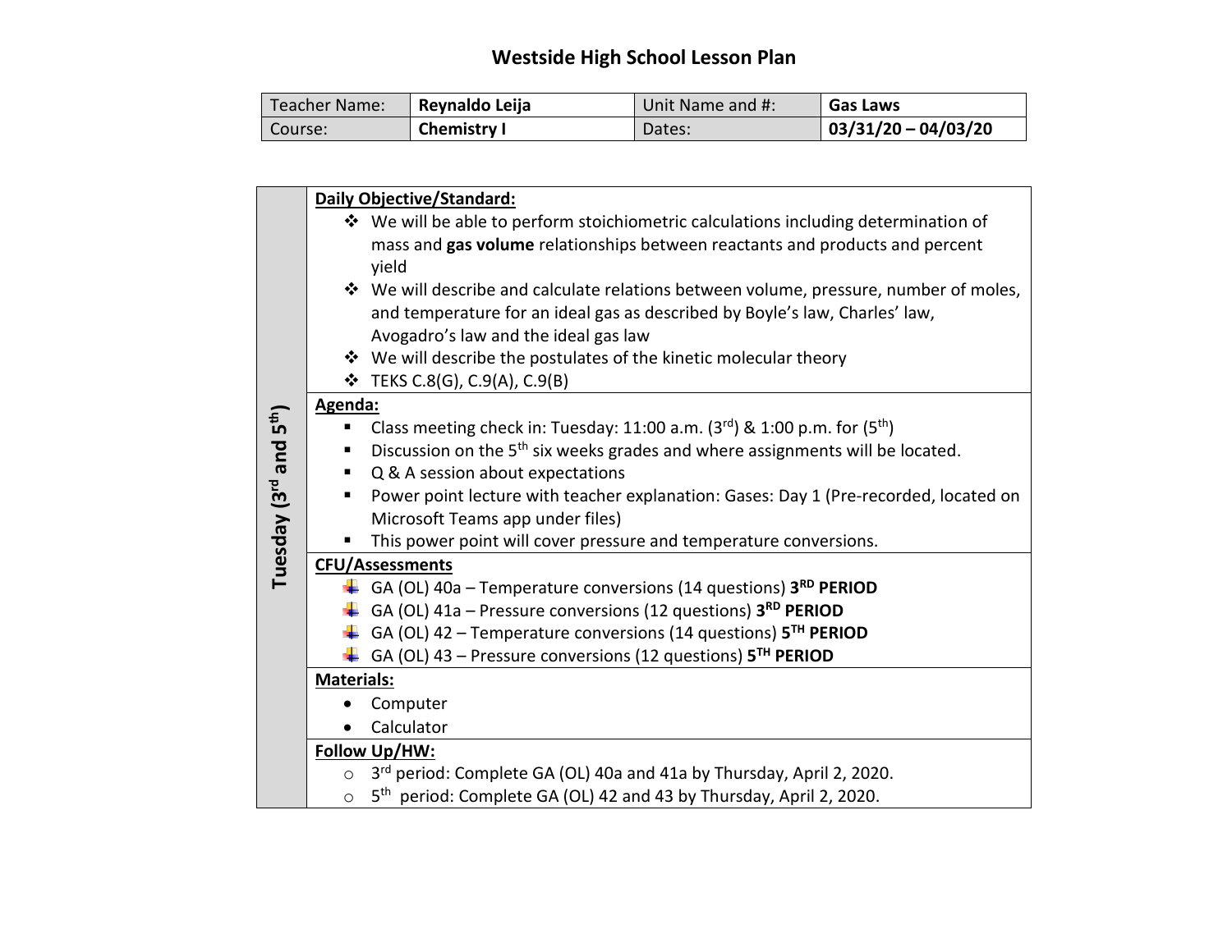# Westside High School Lesson Plan

| Teacher Name: | Reynaldo Leija | Unit Name and #: | Gas Laws |
|---|---|---|---|
| Course: | Chemistry I | Dates: | 03/31/20 – 04/03/20 |

## Tuesday (3rd and 5th)

**Daily Objective/Standard:**

- We will be able to perform stoichiometric calculations including determination of mass and **gas volume** relationships between reactants and products and percent yield
- We will describe and calculate relations between volume, pressure, number of moles, and temperature for an ideal gas as described by Boyle's law, Charles' law, Avogadro's law and the ideal gas law
- We will describe the postulates of the kinetic molecular theory
- TEKS C.8(G), C.9(A), C.9(B)

**Agenda:**

- Class meeting check in: Tuesday: 11:00 a.m. (3rd) & 1:00 p.m. for (5th)
- Discussion on the 5th six weeks grades and where assignments will be located.
- Q & A session about expectations
- Power point lecture with teacher explanation: Gases: Day 1 (Pre-recorded, located on Microsoft Teams app under files)
- This power point will cover pressure and temperature conversions.

**CFU/Assessments**

- GA (OL) 40a – Temperature conversions (14 questions) **3RD PERIOD**
- GA (OL) 41a – Pressure conversions (12 questions) **3RD PERIOD**
- GA (OL) 42 – Temperature conversions (14 questions) **5TH PERIOD**
- GA (OL) 43 – Pressure conversions (12 questions) **5TH PERIOD**

**Materials:**

- Computer
- Calculator

**Follow Up/HW:**

- 3rd period: Complete GA (OL) 40a and 41a by Thursday, April 2, 2020.
- 5th period: Complete GA (OL) 42 and 43 by Thursday, April 2, 2020.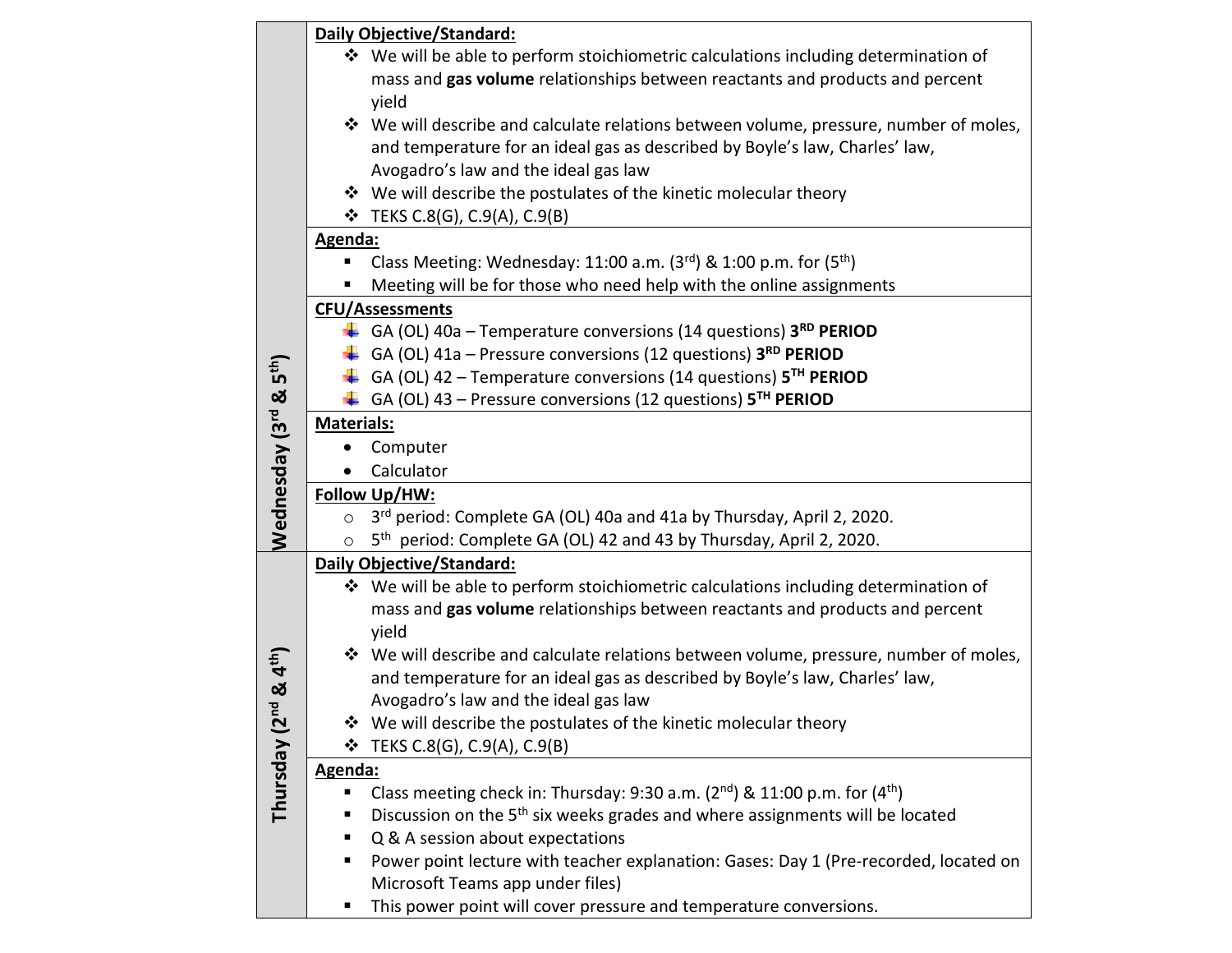| | |
|---|---|
| **Wednesday (3rd & 5th)** | **Daily Objective/Standard:**<br>❖ We will be able to perform stoichiometric calculations including determination of mass and **gas volume** relationships between reactants and products and percent yield<br>❖ We will describe and calculate relations between volume, pressure, number of moles, and temperature for an ideal gas as described by Boyle's law, Charles' law, Avogadro's law and the ideal gas law<br>❖ We will describe the postulates of the kinetic molecular theory<br>❖ TEKS C.8(G), C.9(A), C.9(B) |
| | **Agenda:**<br>▪ Class Meeting: Wednesday: 11:00 a.m. (3rd) & 1:00 p.m. for (5th)<br>▪ Meeting will be for those who need help with the online assignments |
| | **CFU/Assessments**<br>• GA (OL) 40a – Temperature conversions (14 questions) **3RD PERIOD**<br>• GA (OL) 41a – Pressure conversions (12 questions) **3RD PERIOD**<br>• GA (OL) 42 – Temperature conversions (14 questions) **5TH PERIOD**<br>• GA (OL) 43 – Pressure conversions (12 questions) **5TH PERIOD** |
| | **Materials:**<br>• Computer<br>• Calculator |
| | **Follow Up/HW:**<br>○ 3rd period: Complete GA (OL) 40a and 41a by Thursday, April 2, 2020.<br>○ 5th period: Complete GA (OL) 42 and 43 by Thursday, April 2, 2020. |
| **Thursday (2nd & 4th)** | **Daily Objective/Standard:**<br>❖ We will be able to perform stoichiometric calculations including determination of mass and **gas volume** relationships between reactants and products and percent yield<br>❖ We will describe and calculate relations between volume, pressure, number of moles, and temperature for an ideal gas as described by Boyle's law, Charles' law, Avogadro's law and the ideal gas law<br>❖ We will describe the postulates of the kinetic molecular theory<br>❖ TEKS C.8(G), C.9(A), C.9(B) |
| | **Agenda:**<br>▪ Class meeting check in: Thursday: 9:30 a.m. (2nd) & 11:00 p.m. for (4th)<br>▪ Discussion on the 5th six weeks grades and where assignments will be located<br>▪ Q & A session about expectations<br>▪ Power point lecture with teacher explanation: Gases: Day 1 (Pre-recorded, located on Microsoft Teams app under files)<br>▪ This power point will cover pressure and temperature conversions. |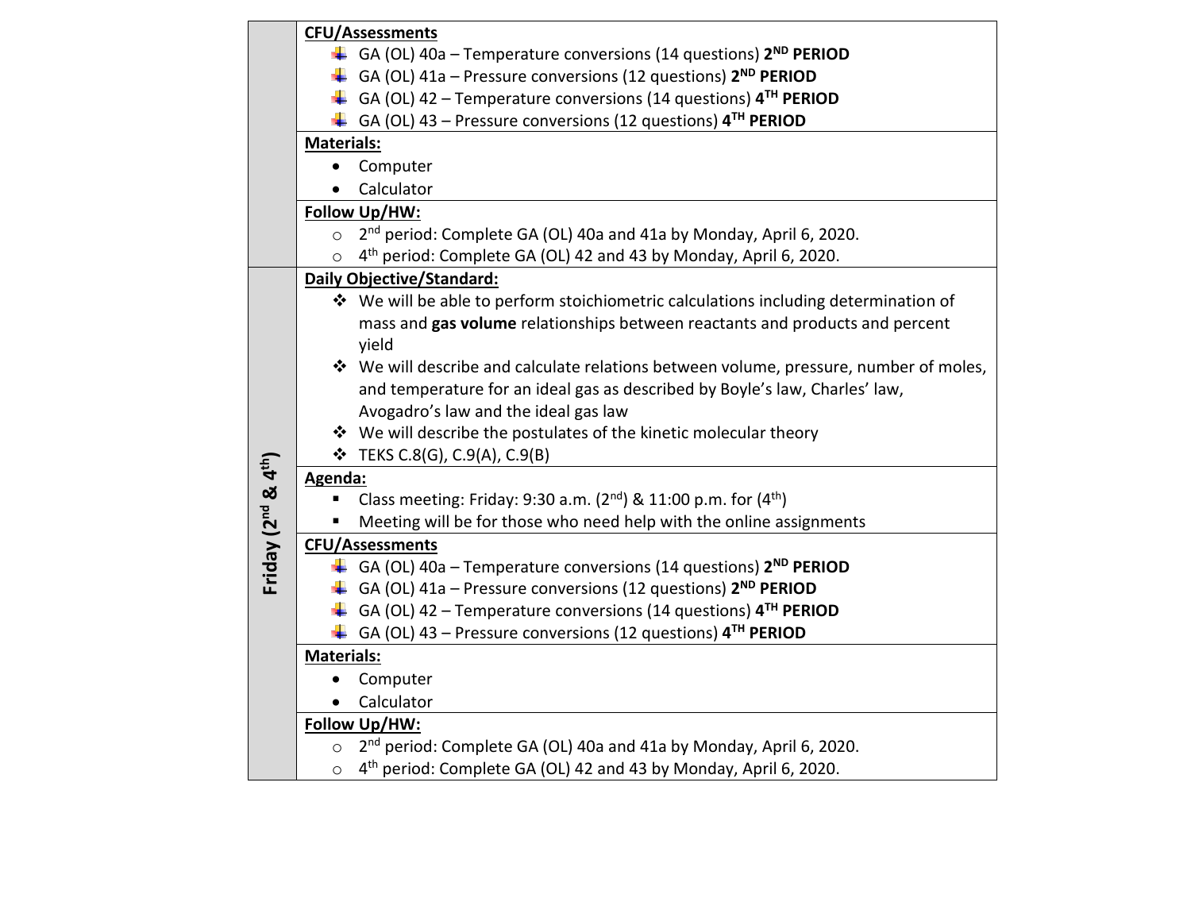| | |
|---|---|
| | **CFU/Assessments**<br>- GA (OL) 40a – Temperature conversions (14 questions) **2ND PERIOD**<br>- GA (OL) 41a – Pressure conversions (12 questions) **2ND PERIOD**<br>- GA (OL) 42 – Temperature conversions (14 questions) **4TH PERIOD**<br>- GA (OL) 43 – Pressure conversions (12 questions) **4TH PERIOD** |
| | **Materials:**<br>- Computer<br>- Calculator |
| | **Follow Up/HW:**<br>- 2nd period: Complete GA (OL) 40a and 41a by Monday, April 6, 2020.<br>- 4th period: Complete GA (OL) 42 and 43 by Monday, April 6, 2020. |
| **Friday (2nd & 4th)** | **Daily Objective/Standard:**<br>- We will be able to perform stoichiometric calculations including determination of mass and **gas volume** relationships between reactants and products and percent yield<br>- We will describe and calculate relations between volume, pressure, number of moles, and temperature for an ideal gas as described by Boyle's law, Charles' law, Avogadro's law and the ideal gas law<br>- We will describe the postulates of the kinetic molecular theory<br>- TEKS C.8(G), C.9(A), C.9(B) |
| | **Agenda:**<br>- Class meeting: Friday: 9:30 a.m. (2nd) & 11:00 p.m. for (4th)<br>- Meeting will be for those who need help with the online assignments |
| | **CFU/Assessments**<br>- GA (OL) 40a – Temperature conversions (14 questions) **2ND PERIOD**<br>- GA (OL) 41a – Pressure conversions (12 questions) **2ND PERIOD**<br>- GA (OL) 42 – Temperature conversions (14 questions) **4TH PERIOD**<br>- GA (OL) 43 – Pressure conversions (12 questions) **4TH PERIOD** |
| | **Materials:**<br>- Computer<br>- Calculator |
| | **Follow Up/HW:**<br>- 2nd period: Complete GA (OL) 40a and 41a by Monday, April 6, 2020.<br>- 4th period: Complete GA (OL) 42 and 43 by Monday, April 6, 2020. |